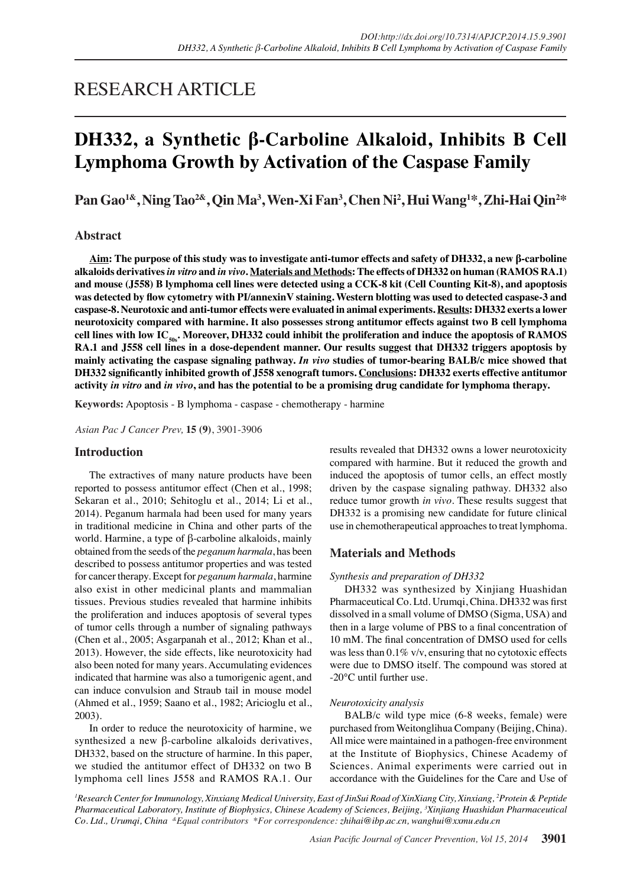# RESEARCH ARTICLE

# DH332, a Synthetic β-Carboline Alkaloid, Inhibits B Cell Lymphoma Growth by Activation of the Caspase Family

**Pan Gao[1&], Ning Tao[2&], Qin Ma[3], Wen-Xi Fan[3], Chen Ni[2], Hui Wang[1]*, Zhi-Hai Qin[2]***

## Abstract

**Aim: The purpose of this study was to investigate anti-tumor effects and safety of DH332, a new β-carboline alkaloids derivatives *in vitro* and *in vivo*. Materials and Methods: The effects of DH332 on human (RAMOS RA.1) and mouse (J558) B lymphoma cell lines were detected using a CCK-8 kit (Cell Counting Kit-8), and apoptosis was detected by flow cytometry with PI/annexinV staining. Western blotting was used to detected caspase-3 and caspase-8. Neurotoxic and anti-tumor effects were evaluated in animal experiments. Results: DH332 exerts a lower neurotoxicity compared with harmine. It also possesses strong antitumor effects against two B cell lymphoma cell lines with low $IC_{50s}$. Moreover, DH332 could inhibit the proliferation and induce the apoptosis of RAMOS RA.1 and J558 cell lines in a dose-dependent manner. Our results suggest that DH332 triggers apoptosis by mainly activating the caspase signaling pathway. *In vivo* studies of tumor-bearing BALB/c mice showed that DH332 significantly inhibited growth of J558 xenograft tumors. Conclusions: DH332 exerts effective antitumor activity *in vitro* and *in vivo*, and has the potential to be a promising drug candidate for lymphoma therapy.**

**Keywords:** Apoptosis - B lymphoma - caspase - chemotherapy - harmine

*Asian Pac J Cancer Prev,* **15 (9)**, 3901-3906

## Introduction

The extractives of many nature products have been reported to possess antitumor effect (Chen et al., 1998; Sekaran et al., 2010; Sehitoglu et al., 2014; Li et al., 2014). Peganum harmala had been used for many years in traditional medicine in China and other parts of the world. Harmine, a type of β-carboline alkaloids, mainly obtained from the seeds of the *peganum harmala*, has been described to possess antitumor properties and was tested for cancer therapy. Except for *peganum harmala*, harmine also exist in other medicinal plants and mammalian tissues. Previous studies revealed that harmine inhibits the proliferation and induces apoptosis of several types of tumor cells through a number of signaling pathways (Chen et al., 2005; Asgarpanah et al., 2012; Khan et al., 2013). However, the side effects, like neurotoxicity had also been noted for many years. Accumulating evidences indicated that harmine was also a tumorigenic agent, and can induce convulsion and Straub tail in mouse model (Ahmed et al., 1959; Saano et al., 1982; Aricioglu et al., 2003).

In order to reduce the neurotoxicity of harmine, we synthesized a new β-carboline alkaloids derivatives, DH332, based on the structure of harmine. In this paper, we studied the antitumor effect of DH332 on two B lymphoma cell lines J558 and RAMOS RA.1. Our results revealed that DH332 owns a lower neurotoxicity compared with harmine. But it reduced the growth and induced the apoptosis of tumor cells, an effect mostly driven by the caspase signaling pathway. DH332 also reduce tumor growth *in vivo*. These results suggest that DH332 is a promising new candidate for future clinical use in chemotherapeutical approaches to treat lymphoma.

## Materials and Methods

### *Synthesis and preparation of DH332*

DH332 was synthesized by Xinjiang Huashidan Pharmaceutical Co. Ltd. Urumqi, China. DH332 was first dissolved in a small volume of DMSO (Sigma, USA) and then in a large volume of PBS to a final concentration of 10 mM. The final concentration of DMSO used for cells was less than 0.1% v/v, ensuring that no cytotoxic effects were due to DMSO itself. The compound was stored at -20°C until further use.

### *Neurotoxicity analysis*

BALB/c wild type mice (6-8 weeks, female) were purchased from Weitonglihua Company (Beijing, China). All mice were maintained in a pathogen-free environment at the Institute of Biophysics, Chinese Academy of Sciences. Animal experiments were carried out in accordance with the Guidelines for the Care and Use of

[1]*Research Center for Immunology, Xinxiang Medical University, East of JinSui Road of XinXiang City, Xinxiang,* [2]*Protein & Peptide Pharmaceutical Laboratory, Institute of Biophysics, Chinese Academy of Sciences, Beijing,* [3]*Xinjiang Huashidan Pharmaceutical Co. Ltd., Urumqi, China* [&]*Equal contributors* *\*For correspondence: zhihai@ibp.ac.cn, wanghui@xxmu.edu.cn*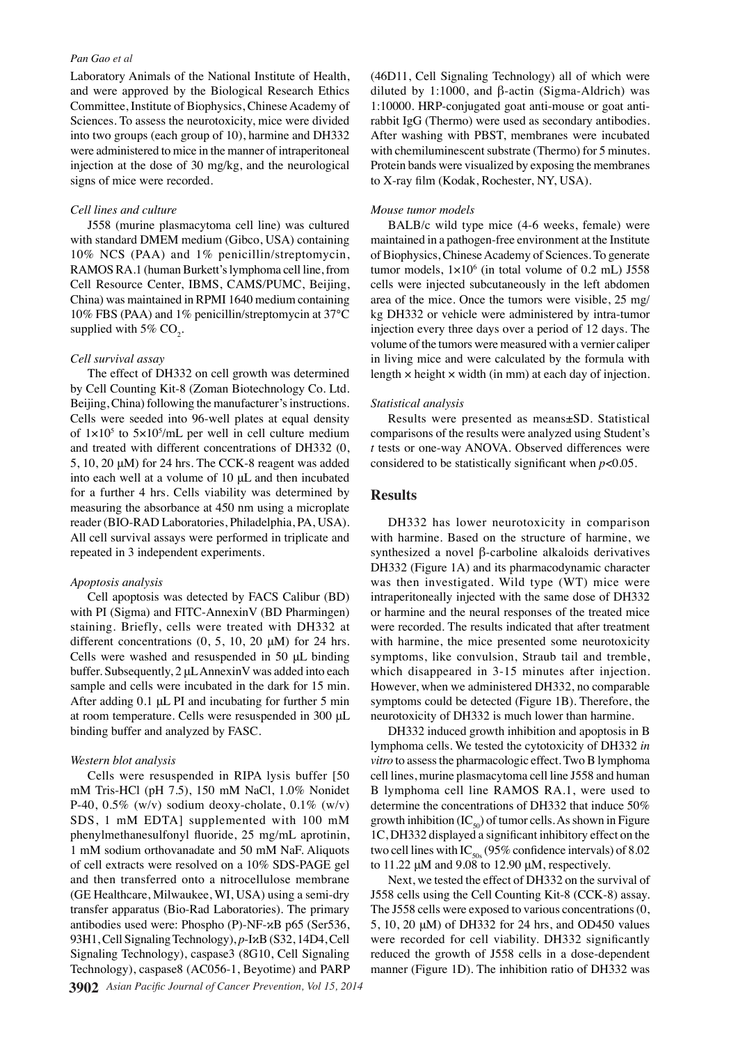Laboratory Animals of the National Institute of Health, and were approved by the Biological Research Ethics Committee, Institute of Biophysics, Chinese Academy of Sciences. To assess the neurotoxicity, mice were divided into two groups (each group of 10), harmine and DH332 were administered to mice in the manner of intraperitoneal injection at the dose of 30 mg/kg, and the neurological signs of mice were recorded.

*Cell lines and culture*

J558 (murine plasmacytoma cell line) was cultured with standard DMEM medium (Gibco, USA) containing 10% NCS (PAA) and 1% penicillin/streptomycin, RAMOS RA.1 (human Burkett's lymphoma cell line, from Cell Resource Center, IBMS, CAMS/PUMC, Beijing, China) was maintained in RPMI 1640 medium containing 10% FBS (PAA) and 1% penicillin/streptomycin at 37°C supplied with 5% $CO_2$.

*Cell survival assay*

The effect of DH332 on cell growth was determined by Cell Counting Kit-8 (Zoman Biotechnology Co. Ltd. Beijing, China) following the manufacturer's instructions. Cells were seeded into 96-well plates at equal density of $1\times10^5$ to $5\times10^5$/mL per well in cell culture medium and treated with different concentrations of DH332 (0, 5, 10, 20 μM) for 24 hrs. The CCK-8 reagent was added into each well at a volume of 10 μL and then incubated for a further 4 hrs. Cells viability was determined by measuring the absorbance at 450 nm using a microplate reader (BIO-RAD Laboratories, Philadelphia, PA, USA). All cell survival assays were performed in triplicate and repeated in 3 independent experiments.

*Apoptosis analysis*

Cell apoptosis was detected by FACS Calibur (BD) with PI (Sigma) and FITC-AnnexinV (BD Pharmingen) staining. Briefly, cells were treated with DH332 at different concentrations (0, 5, 10, 20 μM) for 24 hrs. Cells were washed and resuspended in 50 μL binding buffer. Subsequently, 2 μL AnnexinV was added into each sample and cells were incubated in the dark for 15 min. After adding 0.1 μL PI and incubating for further 5 min at room temperature. Cells were resuspended in 300 μL binding buffer and analyzed by FASC.

*Western blot analysis*

Cells were resuspended in RIPA lysis buffer [50 mM Tris-HCl (pH 7.5), 150 mM NaCl, 1.0% Nonidet P-40, 0.5% (w/v) sodium deoxy-cholate, 0.1% (w/v) SDS, 1 mM EDTA] supplemented with 100 mM phenylmethanesulfonyl fluoride, 25 mg/mL aprotinin, 1 mM sodium orthovanadate and 50 mM NaF. Aliquots of cell extracts were resolved on a 10% SDS-PAGE gel and then transferred onto a nitrocellulose membrane (GE Healthcare, Milwaukee, WI, USA) using a semi-dry transfer apparatus (Bio-Rad Laboratories). The primary antibodies used were: Phospho (P)-NF-κB p65 (Ser536, 93H1, Cell Signaling Technology), *p*-IκB (S32, 14D4, Cell Signaling Technology), caspase3 (8G10, Cell Signaling Technology), caspase8 (AC056-1, Beyotime) and PARP (46D11, Cell Signaling Technology) all of which were diluted by 1:1000, and β-actin (Sigma-Aldrich) was 1:10000. HRP-conjugated goat anti-mouse or goat anti-rabbit IgG (Thermo) were used as secondary antibodies. After washing with PBST, membranes were incubated with chemiluminescent substrate (Thermo) for 5 minutes. Protein bands were visualized by exposing the membranes to X-ray film (Kodak, Rochester, NY, USA).

*Mouse tumor models*

BALB/c wild type mice (4-6 weeks, female) were maintained in a pathogen-free environment at the Institute of Biophysics, Chinese Academy of Sciences. To generate tumor models, $1\times10^6$ (in total volume of 0.2 mL) J558 cells were injected subcutaneously in the left abdomen area of the mice. Once the tumors were visible, 25 mg/kg DH332 or vehicle were administered by intra-tumor injection every three days over a period of 12 days. The volume of the tumors were measured with a vernier caliper in living mice and were calculated by the formula with length × height × width (in mm) at each day of injection.

*Statistical analysis*

Results were presented as means±SD. Statistical comparisons of the results were analyzed using Student's *t* tests or one-way ANOVA. Observed differences were considered to be statistically significant when $p<0.05$.

## Results

DH332 has lower neurotoxicity in comparison with harmine. Based on the structure of harmine, we synthesized a novel β-carboline alkaloids derivatives DH332 (Figure 1A) and its pharmacodynamic character was then investigated. Wild type (WT) mice were intraperitoneally injected with the same dose of DH332 or harmine and the neural responses of the treated mice were recorded. The results indicated that after treatment with harmine, the mice presented some neurotoxicity symptoms, like convulsion, Straub tail and tremble, which disappeared in 3-15 minutes after injection. However, when we administered DH332, no comparable symptoms could be detected (Figure 1B). Therefore, the neurotoxicity of DH332 is much lower than harmine.

DH332 induced growth inhibition and apoptosis in B lymphoma cells. We tested the cytotoxicity of DH332 *in vitro* to assess the pharmacologic effect. Two B lymphoma cell lines, murine plasmacytoma cell line J558 and human B lymphoma cell line RAMOS RA.1, were used to determine the concentrations of DH332 that induce 50% growth inhibition ($IC_{50}$) of tumor cells. As shown in Figure 1C, DH332 displayed a significant inhibitory effect on the two cell lines with $IC_{50s}$ (95% confidence intervals) of 8.02 to 11.22 μM and 9.08 to 12.90 μM, respectively.

Next, we tested the effect of DH332 on the survival of J558 cells using the Cell Counting Kit-8 (CCK-8) assay. The J558 cells were exposed to various concentrations (0, 5, 10, 20 μM) of DH332 for 24 hrs, and OD450 values were recorded for cell viability. DH332 significantly reduced the growth of J558 cells in a dose-dependent manner (Figure 1D). The inhibition ratio of DH332 was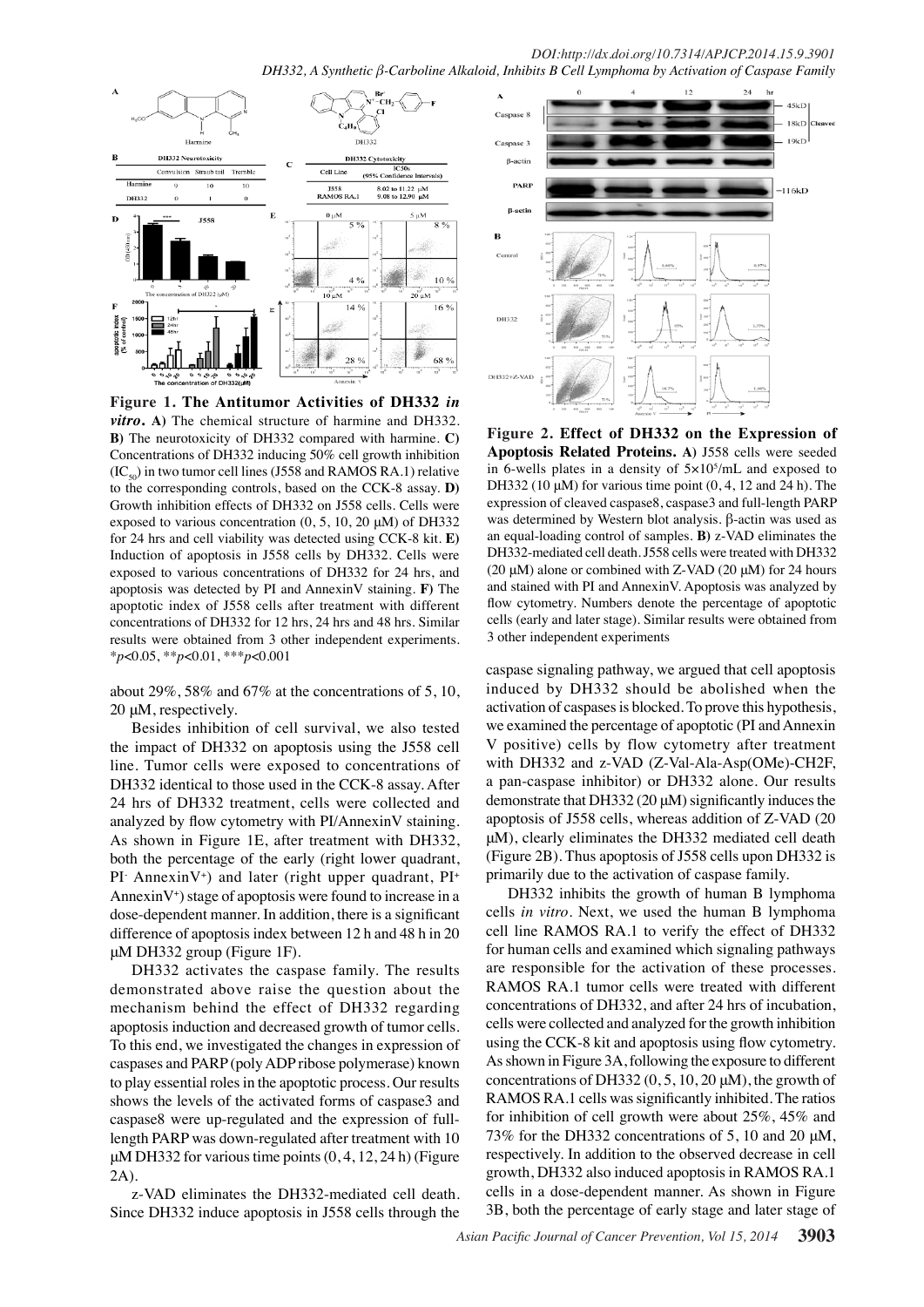**DH332 Neurotoxicity**

| | Convulsion | Straub tail | Tremble |
|---|---|---|---|
| Harmine | 9 | 10 | 10 |
| DH332 | 0 | 1 | 0 |

**DH332 Cytotoxicity**

| Cell Line | $IC_{50}$s (95% Confidence Intervals) |
|---|---|
| J558 | 8.02 to 11.22 μM |
| RAMOS RA.1 | 9.08 to 12.90 μM |

**Figure 1. The Antitumor Activities of DH332 *in vitro*. A)** The chemical structure of harmine and DH332. **B)** The neurotoxicity of DH332 compared with harmine. **C)** Concentrations of DH332 inducing 50% cell growth inhibition ($IC_{50}$) in two tumor cell lines (J558 and RAMOS RA.1) relative to the corresponding controls, based on the CCK-8 assay. **D)** Growth inhibition effects of DH332 on J558 cells. Cells were exposed to various concentration (0, 5, 10, 20 μM) of DH332 for 24 hrs and cell viability was detected using CCK-8 kit. **E)** Induction of apoptosis in J558 cells by DH332. Cells were exposed to various concentrations of DH332 for 24 hrs, and apoptosis was detected by PI and AnnexinV staining. **F)** The apoptotic index of J558 cells after treatment with different concentrations of DH332 for 12 hrs, 24 hrs and 48 hrs. Similar results were obtained from 3 other independent experiments. \*$p<0.05$, \*\*$p<0.01$, \*\*\*$p<0.001$

about 29%, 58% and 67% at the concentrations of 5, 10, 20 μM, respectively.

Besides inhibition of cell survival, we also tested the impact of DH332 on apoptosis using the J558 cell line. Tumor cells were exposed to concentrations of DH332 identical to those used in the CCK-8 assay. After 24 hrs of DH332 treatment, cells were collected and analyzed by flow cytometry with PI/AnnexinV staining. As shown in Figure 1E, after treatment with DH332, both the percentage of the early (right lower quadrant, $PI^-$ $AnnexinV^+$) and later (right upper quadrant, $PI^+$ $AnnexinV^+$) stage of apoptosis were found to increase in a dose-dependent manner. In addition, there is a significant difference of apoptosis index between 12 h and 48 h in 20 μM DH332 group (Figure 1F).

DH332 activates the caspase family. The results demonstrated above raise the question about the mechanism behind the effect of DH332 regarding apoptosis induction and decreased growth of tumor cells. To this end, we investigated the changes in expression of caspases and PARP (poly ADP ribose polymerase) known to play essential roles in the apoptotic process. Our results shows the levels of the activated forms of caspase3 and caspase8 were up-regulated and the expression of full-length PARP was down-regulated after treatment with 10 μM DH332 for various time points (0, 4, 12, 24 h) (Figure 2A).

z-VAD eliminates the DH332-mediated cell death. Since DH332 induce apoptosis in J558 cells through the caspase signaling pathway, we argued that cell apoptosis induced by DH332 should be abolished when the activation of caspases is blocked. To prove this hypothesis, we examined the percentage of apoptotic (PI and Annexin V positive) cells by flow cytometry after treatment with DH332 and z-VAD (Z-Val-Ala-Asp(OMe)-CH2F, a pan-caspase inhibitor) or DH332 alone. Our results demonstrate that DH332 (20 μM) significantly induces the apoptosis of J558 cells, whereas addition of Z-VAD (20 μM), clearly eliminates the DH332 mediated cell death (Figure 2B). Thus apoptosis of J558 cells upon DH332 is primarily due to the activation of caspase family.

**Figure 2. Effect of DH332 on the Expression of Apoptosis Related Proteins. A)** J558 cells were seeded in 6-wells plates in a density of $5\times10^5$/mL and exposed to DH332 (10 μM) for various time point (0, 4, 12 and 24 h). The expression of cleaved caspase8, caspase3 and full-length PARP was determined by Western blot analysis. β-actin was used as an equal-loading control of samples. **B)** z-VAD eliminates the DH332-mediated cell death. J558 cells were treated with DH332 (20 μM) alone or combined with Z-VAD (20 μM) for 24 hours and stained with PI and AnnexinV. Apoptosis was analyzed by flow cytometry. Numbers denote the percentage of apoptotic cells (early and later stage). Similar results were obtained from 3 other independent experiments

DH332 inhibits the growth of human B lymphoma cells *in vitro*. Next, we used the human B lymphoma cell line RAMOS RA.1 to verify the effect of DH332 for human cells and examined which signaling pathways are responsible for the activation of these processes. RAMOS RA.1 tumor cells were treated with different concentrations of DH332, and after 24 hrs of incubation, cells were collected and analyzed for the growth inhibition using the CCK-8 kit and apoptosis using flow cytometry. As shown in Figure 3A, following the exposure to different concentrations of DH332 (0, 5, 10, 20 μM), the growth of RAMOS RA.1 cells was significantly inhibited. The ratios for inhibition of cell growth were about 25%, 45% and 73% for the DH332 concentrations of 5, 10 and 20 μM, respectively. In addition to the observed decrease in cell growth, DH332 also induced apoptosis in RAMOS RA.1 cells in a dose-dependent manner. As shown in Figure 3B, both the percentage of early stage and later stage of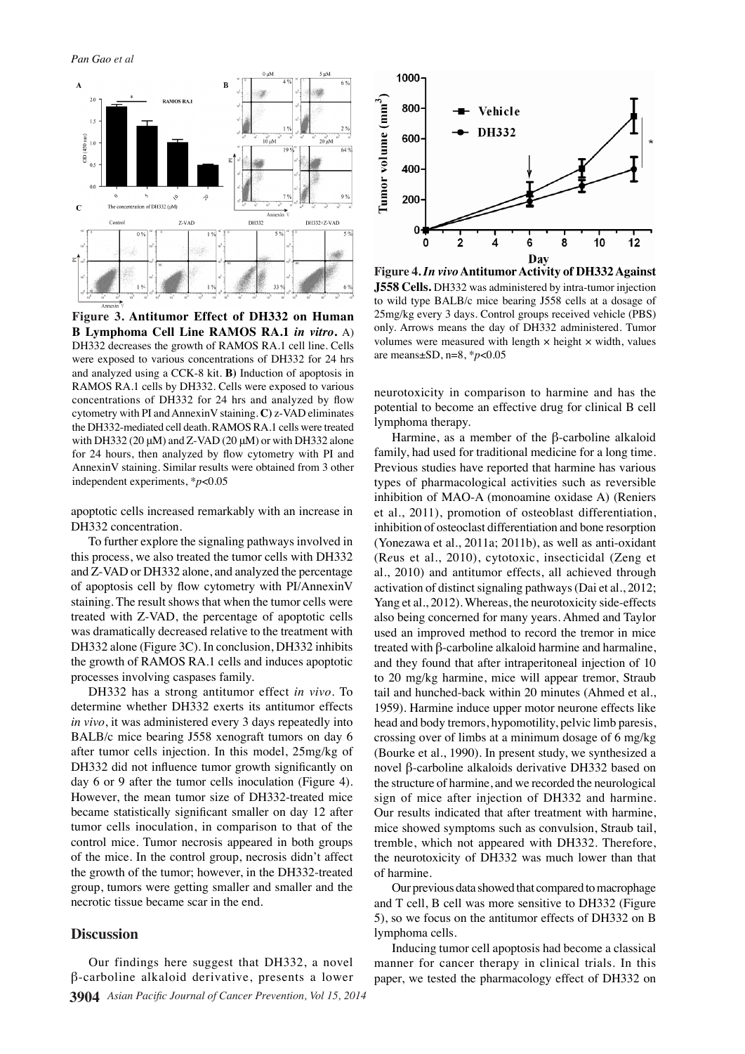A

RAMOS RA.1

OD (450 nm)

The concentration of DH332 (μM)

B

0 μM 4 % 1 %

5 μM 6 % 2 %

10 μM 19 % 7 %

20 μM 64 % 9 %

PI

Annexin V

C

Control 0 % 1 %

Z-VAD 1 % 1 %

DH332 5 % 33 %

DH332+Z-VAD 5 % 6 %

**Figure 3. Antitumor Effect of DH332 on Human B Lymphoma Cell Line RAMOS RA.1 *in vitro*.** A) DH332 decreases the growth of RAMOS RA.1 cell line. Cells were exposed to various concentrations of DH332 for 24 hrs and analyzed using a CCK-8 kit. **B)** Induction of apoptosis in RAMOS RA.1 cells by DH332. Cells were exposed to various concentrations of DH332 for 24 hrs and analyzed by flow cytometry with PI and AnnexinV staining. **C)** z-VAD eliminates the DH332-mediated cell death. RAMOS RA.1 cells were treated with DH332 (20 μM) and Z-VAD (20 μM) or with DH332 alone for 24 hours, then analyzed by flow cytometry with PI and AnnexinV staining. Similar results were obtained from 3 other independent experiments, \*$p<0.05$

apoptotic cells increased remarkably with an increase in DH332 concentration.

To further explore the signaling pathways involved in this process, we also treated the tumor cells with DH332 and Z-VAD or DH332 alone, and analyzed the percentage of apoptosis cell by flow cytometry with PI/AnnexinV staining. The result shows that when the tumor cells were treated with Z-VAD, the percentage of apoptotic cells was dramatically decreased relative to the treatment with DH332 alone (Figure 3C). In conclusion, DH332 inhibits the growth of RAMOS RA.1 cells and induces apoptotic processes involving caspases family.

DH332 has a strong antitumor effect *in vivo*. To determine whether DH332 exerts its antitumor effects *in vivo*, it was administered every 3 days repeatedly into BALB/c mice bearing J558 xenograft tumors on day 6 after tumor cells injection. In this model, 25mg/kg of DH332 did not influence tumor growth significantly on day 6 or 9 after the tumor cells inoculation (Figure 4). However, the mean tumor size of DH332-treated mice became statistically significant smaller on day 12 after tumor cells inoculation, in comparison to that of the control mice. Tumor necrosis appeared in both groups of the mice. In the control group, necrosis didn't affect the growth of the tumor; however, in the DH332-treated group, tumors were getting smaller and smaller and the necrotic tissue became scar in the end.

Tumor volume ($mm^3$)

Vehicle

DH332

Day

**Figure 4. *In vivo* Antitumor Activity of DH332 Against J558 Cells.** DH332 was administered by intra-tumor injection to wild type BALB/c mice bearing J558 cells at a dosage of 25mg/kg every 3 days. Control groups received vehicle (PBS) only. Arrows means the day of DH332 administered. Tumor volumes were measured with length × height × width, values are means±SD, n=8, \*$p<0.05$

## Discussion

Our findings here suggest that DH332, a novel β-carboline alkaloid derivative, presents a lower neurotoxicity in comparison to harmine and has the potential to become an effective drug for clinical B cell lymphoma therapy.

Harmine, as a member of the β-carboline alkaloid family, had used for traditional medicine for a long time. Previous studies have reported that harmine has various types of pharmacological activities such as reversible inhibition of MAO-A (monoamine oxidase A) (Reniers et al., 2011), promotion of osteoblast differentiation, inhibition of osteoclast differentiation and bone resorption (Yonezawa et al., 2011a; 2011b), as well as anti-oxidant (Reus et al., 2010), cytotoxic, insecticidal (Zeng et al., 2010) and antitumor effects, all achieved through activation of distinct signaling pathways (Dai et al., 2012; Yang et al., 2012). Whereas, the neurotoxicity side-effects also being concerned for many years. Ahmed and Taylor used an improved method to record the tremor in mice treated with β-carboline alkaloid harmine and harmaline, and they found that after intraperitoneal injection of 10 to 20 mg/kg harmine, mice will appear tremor, Straub tail and hunched-back within 20 minutes (Ahmed et al., 1959). Harmine induce upper motor neurone effects like head and body tremors, hypomotility, pelvic limb paresis, crossing over of limbs at a minimum dosage of 6 mg/kg (Bourke et al., 1990). In present study, we synthesized a novel β-carboline alkaloids derivative DH332 based on the structure of harmine, and we recorded the neurological sign of mice after injection of DH332 and harmine. Our results indicated that after treatment with harmine, mice showed symptoms such as convulsion, Straub tail, tremble, which not appeared with DH332. Therefore, the neurotoxicity of DH332 was much lower than that of harmine.

Our previous data showed that compared to macrophage and T cell, B cell was more sensitive to DH332 (Figure 5), so we focus on the antitumor effects of DH332 on B lymphoma cells.

Inducing tumor cell apoptosis had become a classical manner for cancer therapy in clinical trials. In this paper, we tested the pharmacology effect of DH332 on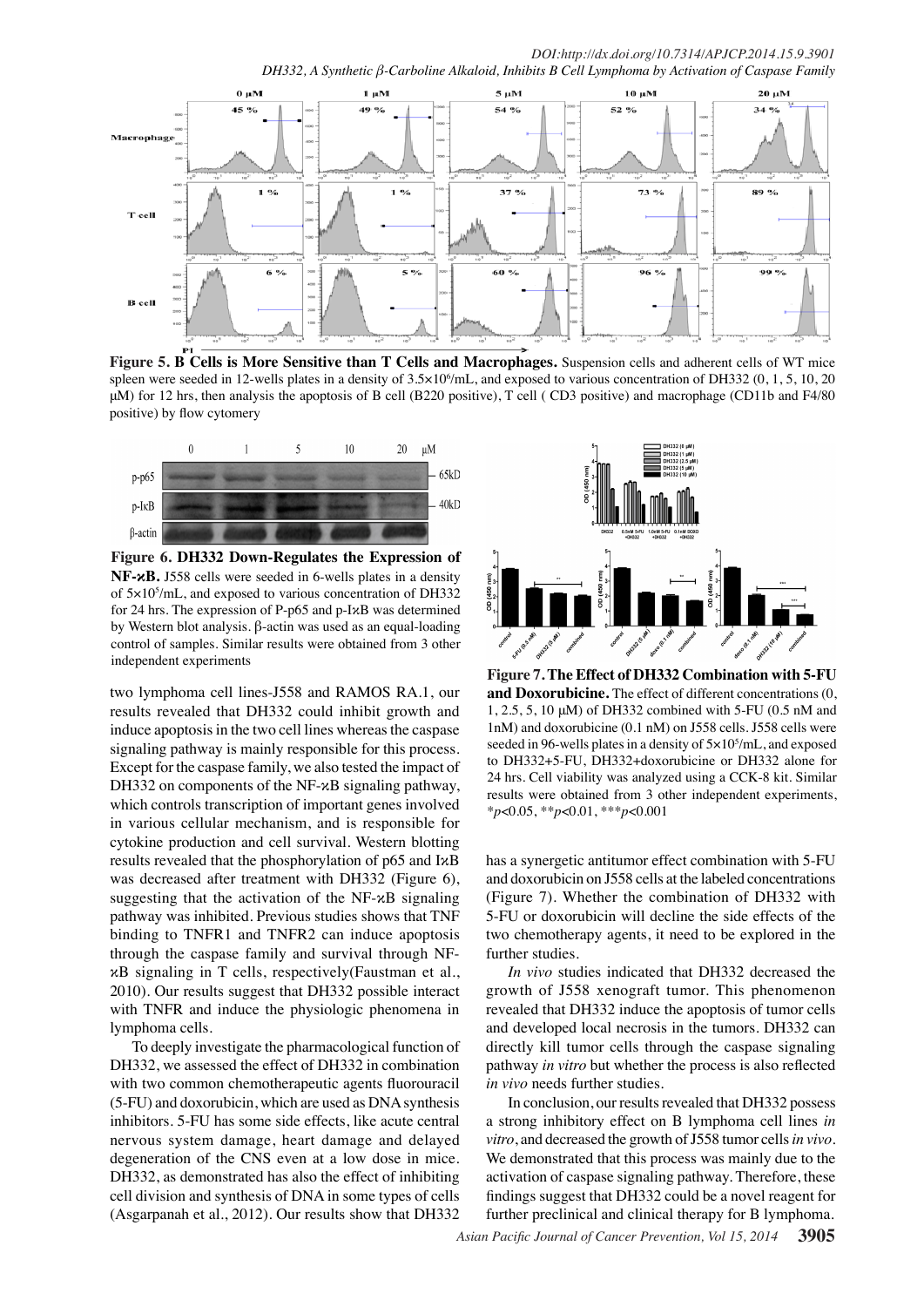**Figure 5. B Cells is More Sensitive than T Cells and Macrophages.** Suspension cells and adherent cells of WT mice spleen were seeded in 12-wells plates in a density of $3.5\times10^6$/mL, and exposed to various concentration of DH332 (0, 1, 5, 10, 20 μM) for 12 hrs, then analysis the apoptosis of B cell (B220 positive), T cell ( CD3 positive) and macrophage (CD11b and F4/80 positive) by flow cytomery

**Figure 6. DH332 Down-Regulates the Expression of NF-κB.** J558 cells were seeded in 6-wells plates in a density of $5\times10^5$/mL, and exposed to various concentration of DH332 for 24 hrs. The expression of P-p65 and p-IκB was determined by Western blot analysis. β-actin was used as an equal-loading control of samples. Similar results were obtained from 3 other independent experiments

**Figure 7. The Effect of DH332 Combination with 5-FU and Doxorubicine.** The effect of different concentrations (0, 1, 2.5, 5, 10 μM) of DH332 combined with 5-FU (0.5 nM and 1nM) and doxorubicine (0.1 nM) on J558 cells. J558 cells were seeded in 96-wells plates in a density of $5\times10^5$/mL, and exposed to DH332+5-FU, DH332+doxorubicine or DH332 alone for 24 hrs. Cell viability was analyzed using a CCK-8 kit. Similar results were obtained from 3 other independent experiments, \*$p<0.05$, \*\*$p<0.01$, \*\*\*$p<0.001$

two lymphoma cell lines-J558 and RAMOS RA.1, our results revealed that DH332 could inhibit growth and induce apoptosis in the two cell lines whereas the caspase signaling pathway is mainly responsible for this process. Except for the caspase family, we also tested the impact of DH332 on components of the NF-κB signaling pathway, which controls transcription of important genes involved in various cellular mechanism, and is responsible for cytokine production and cell survival. Western blotting results revealed that the phosphorylation of p65 and IκB was decreased after treatment with DH332 (Figure 6), suggesting that the activation of the NF-κB signaling pathway was inhibited. Previous studies shows that TNF binding to TNFR1 and TNFR2 can induce apoptosis through the caspase family and survival through NF-κB signaling in T cells, respectively(Faustman et al., 2010). Our results suggest that DH332 possible interact with TNFR and induce the physiologic phenomena in lymphoma cells.

To deeply investigate the pharmacological function of DH332, we assessed the effect of DH332 in combination with two common chemotherapeutic agents fluorouracil (5-FU) and doxorubicin, which are used as DNA synthesis inhibitors. 5-FU has some side effects, like acute central nervous system damage, heart damage and delayed degeneration of the CNS even at a low dose in mice. DH332, as demonstrated has also the effect of inhibiting cell division and synthesis of DNA in some types of cells (Asgarpanah et al., 2012). Our results show that DH332 has a synergetic antitumor effect combination with 5-FU and doxorubicin on J558 cells at the labeled concentrations (Figure 7). Whether the combination of DH332 with 5-FU or doxorubicin will decline the side effects of the two chemotherapy agents, it need to be explored in the further studies.

*In vivo* studies indicated that DH332 decreased the growth of J558 xenograft tumor. This phenomenon revealed that DH332 induce the apoptosis of tumor cells and developed local necrosis in the tumors. DH332 can directly kill tumor cells through the caspase signaling pathway *in vitro* but whether the process is also reflected *in vivo* needs further studies.

In conclusion, our results revealed that DH332 possess a strong inhibitory effect on B lymphoma cell lines *in vitro*, and decreased the growth of J558 tumor cells *in vivo*. We demonstrated that this process was mainly due to the activation of caspase signaling pathway. Therefore, these findings suggest that DH332 could be a novel reagent for further preclinical and clinical therapy for B lymphoma.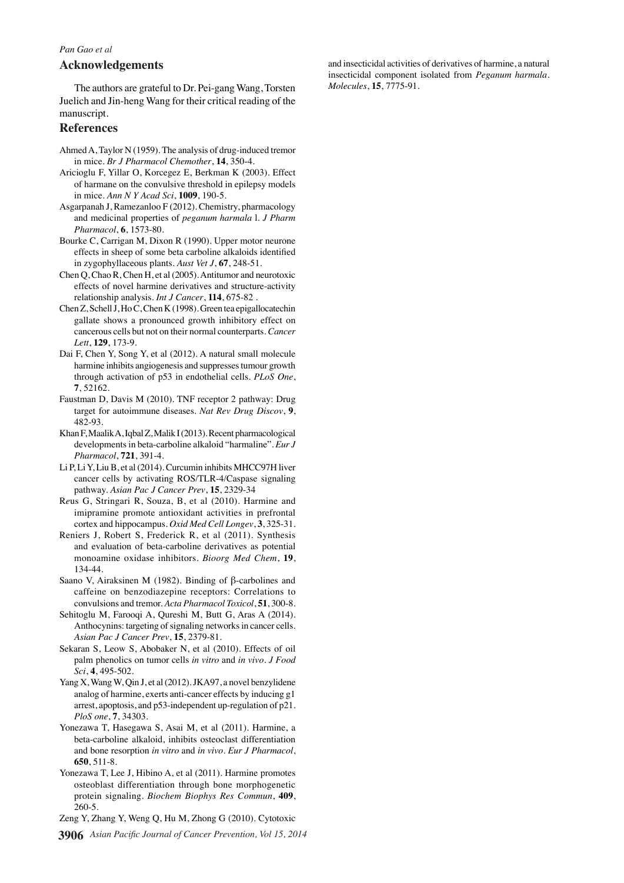## Acknowledgements

The authors are grateful to Dr. Pei-gang Wang, Torsten Juelich and Jin-heng Wang for their critical reading of the manuscript.

## References

Ahmed A, Taylor N (1959). The analysis of drug-induced tremor in mice. *Br J Pharmacol Chemother*, **14**, 350-4.

Aricioglu F, Yillar O, Korcegez E, Berkman K (2003). Effect of harmane on the convulsive threshold in epilepsy models in mice. *Ann N Y Acad Sci*, **1009**, 190-5.

Asgarpanah J, Ramezanloo F (2012). Chemistry, pharmacology and medicinal properties of *peganum harmala* l. *J Pharm Pharmacol*, **6**, 1573-80.

Bourke C, Carrigan M, Dixon R (1990). Upper motor neurone effects in sheep of some beta carboline alkaloids identified in zygophyllaceous plants. *Aust Vet J*, **67**, 248-51.

Chen Q, Chao R, Chen H, et al (2005). Antitumor and neurotoxic effects of novel harmine derivatives and structure-activity relationship analysis. *Int J Cancer*, **114**, 675-82 .

Chen Z, Schell J, Ho C, Chen K (1998). Green tea epigallocatechin gallate shows a pronounced growth inhibitory effect on cancerous cells but not on their normal counterparts. *Cancer Lett*, **129**, 173-9.

Dai F, Chen Y, Song Y, et al (2012). A natural small molecule harmine inhibits angiogenesis and suppresses tumour growth through activation of p53 in endothelial cells. *PLoS One*, **7**, 52162.

Faustman D, Davis M (2010). TNF receptor 2 pathway: Drug target for autoimmune diseases. *Nat Rev Drug Discov*, **9**, 482-93.

Khan F, Maalik A, Iqbal Z, Malik I (2013). Recent pharmacological developments in beta-carboline alkaloid "harmaline". *Eur J Pharmacol*, **721**, 391-4.

Li P, Li Y, Liu B, et al (2014). Curcumin inhibits MHCC97H liver cancer cells by activating ROS/TLR-4/Caspase signaling pathway. *Asian Pac J Cancer Prev*, **15**, 2329-34

Reus G, Stringari R, Souza, B, et al (2010). Harmine and imipramine promote antioxidant activities in prefrontal cortex and hippocampus. *Oxid Med Cell Longev*, **3**, 325-31.

Reniers J, Robert S, Frederick R, et al (2011). Synthesis and evaluation of beta-carboline derivatives as potential monoamine oxidase inhibitors. *Bioorg Med Chem*, **19**, 134-44.

Saano V, Airaksinen M (1982). Binding of β-carbolines and caffeine on benzodiazepine receptors: Correlations to convulsions and tremor. *Acta Pharmacol Toxicol*, **51**, 300-8.

Sehitoglu M, Farooqi A, Qureshi M, Butt G, Aras A (2014). Anthocynins: targeting of signaling networks in cancer cells. *Asian Pac J Cancer Prev*, **15**, 2379-81.

Sekaran S, Leow S, Abobaker N, et al (2010). Effects of oil palm phenolics on tumor cells *in vitro* and *in vivo*. *J Food Sci*, **4**, 495-502.

Yang X, Wang W, Qin J, et al (2012). JKA97, a novel benzylidene analog of harmine, exerts anti-cancer effects by inducing g1 arrest, apoptosis, and p53-independent up-regulation of p21. *PloS one*, **7**, 34303.

Yonezawa T, Hasegawa S, Asai M, et al (2011). Harmine, a beta-carboline alkaloid, inhibits osteoclast differentiation and bone resorption *in vitro* and *in vivo*. *Eur J Pharmacol*, **650**, 511-8.

Yonezawa T, Lee J, Hibino A, et al (2011). Harmine promotes osteoblast differentiation through bone morphogenetic protein signaling. *Biochem Biophys Res Commun*, **409**, 260-5.

Zeng Y, Zhang Y, Weng Q, Hu M, Zhong G (2010). Cytotoxic and insecticidal activities of derivatives of harmine, a natural insecticidal component isolated from *Peganum harmala*. *Molecules*, **15**, 7775-91.